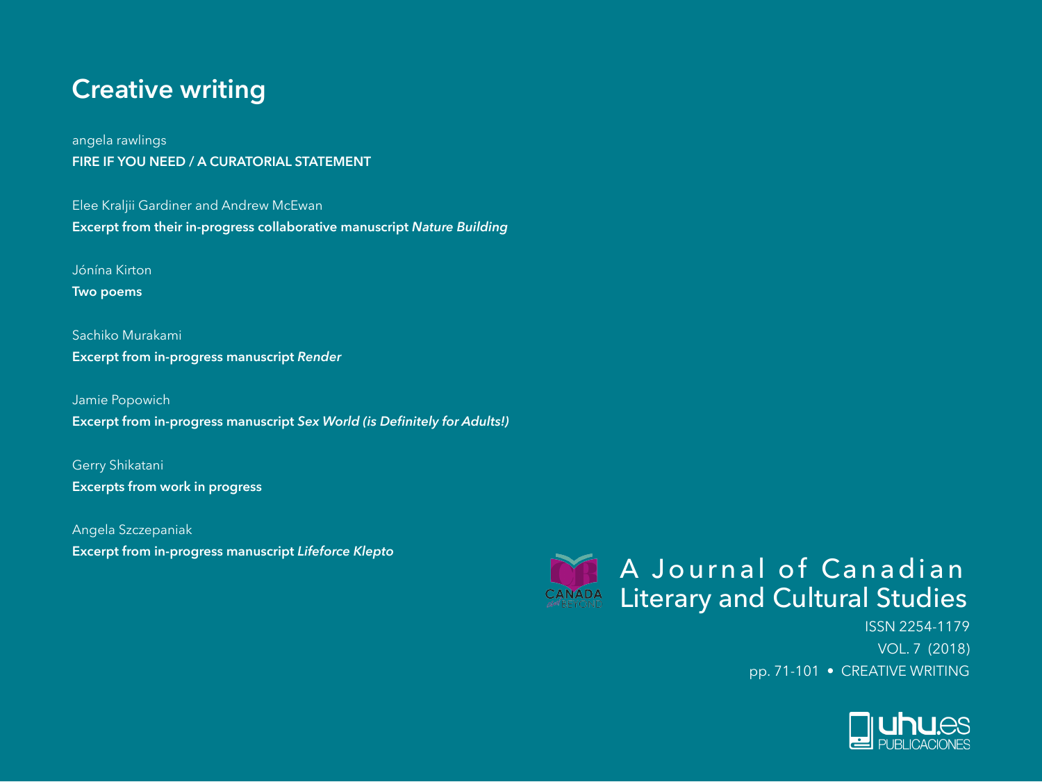# Creative writing

angela rawlings
**FIRE IF YOU NEED / A CURATORIAL STATEMENT**

Elee Kraljii Gardiner and Andrew McEwan
**Excerpt from their in-progress collaborative manuscript *Nature Building***

Jónína Kirton
**Two poems**

Sachiko Murakami
**Excerpt from in-progress manuscript *Render***

Jamie Popowich
**Excerpt from in-progress manuscript *Sex World (is Definitely for Adults!)***

Gerry Shikatani
**Excerpts from work in progress**

Angela Szczepaniak
**Excerpt from in-progress manuscript *Lifeforce Klepto***

CANADA and BEYOND

A Journal of Canadian Literary and Cultural Studies

ISSN 2254-1179
VOL. 7 (2018)
pp. 71-101 • CREATIVE WRITING

uhu.es PUBLICACIONES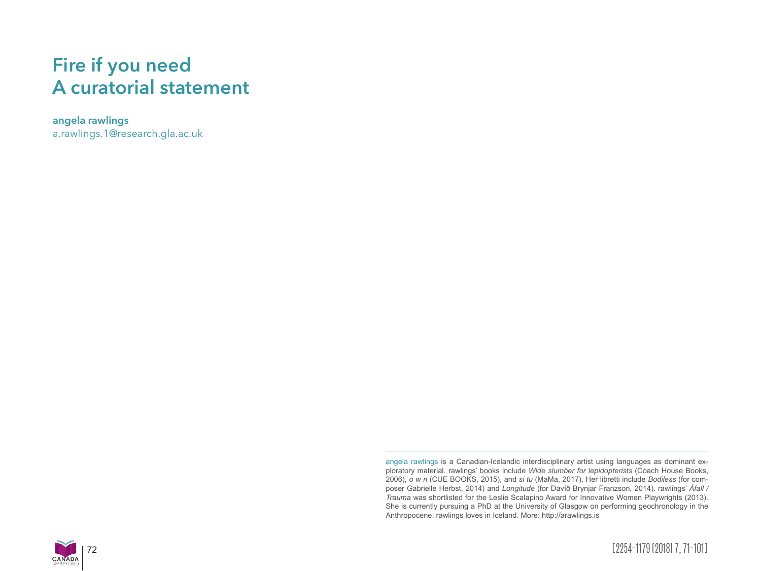# Fire if you need
# A curatorial statement

**angela rawlings**

a.rawlings.1@research.gla.ac.uk

---

angela rawlings is a Canadian-Icelandic interdisciplinary artist using languages as dominant exploratory material. rawlings' books include *Wide slumber for lepidopterists* (Coach House Books, 2006), *o w n* (CUE BOOKS, 2015), and *si tu* (MaMa, 2017). Her libretti include *Bodiless* (for composer Gabrielle Herbst, 2014) and *Longitude* (for Davíð Brynjar Franzson, 2014). rawlings' *Áfall / Trauma* was shortlisted for the Leslie Scalapino Award for Innovative Women Playwrights (2013). She is currently pursuing a PhD at the University of Glasgow on performing geochronology in the Anthropocene. rawlings loves in Iceland. More: http://arawlings.is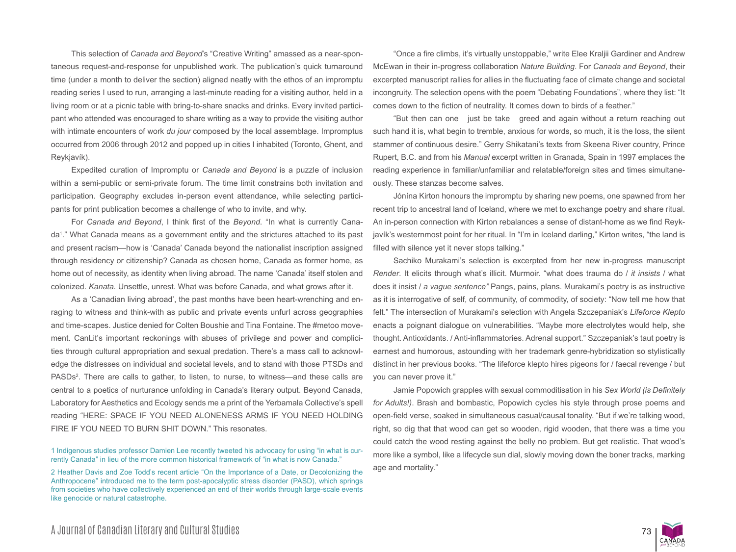This selection of *Canada and Beyond*'s "Creative Writing" amassed as a near-spontaneous request-and-response for unpublished work. The publication's quick turnaround time (under a month to deliver the section) aligned neatly with the ethos of an impromptu reading series I used to run, arranging a last-minute reading for a visiting author, held in a living room or at a picnic table with bring-to-share snacks and drinks. Every invited participant who attended was encouraged to share writing as a way to provide the visiting author with intimate encounters of work *du jour* composed by the local assemblage. Impromptus occurred from 2006 through 2012 and popped up in cities I inhabited (Toronto, Ghent, and Reykjavík).

Expedited curation of Impromptu or *Canada and Beyond* is a puzzle of inclusion within a semi-public or semi-private forum. The time limit constrains both invitation and participation. Geography excludes in-person event attendance, while selecting participants for print publication becomes a challenge of who to invite, and why.

For *Canada and Beyond*, I think first of the *Beyond*. "In what is currently Canada[1]." What Canada means as a government entity and the strictures attached to its past and present racism—how is 'Canada' Canada beyond the nationalist inscription assigned through residency or citizenship? Canada as chosen home, Canada as former home, as home out of necessity, as identity when living abroad. The name 'Canada' itself stolen and colonized. *Kanata.* Unsettle, unrest. What was before Canada, and what grows after it.

As a 'Canadian living abroad', the past months have been heart-wrenching and enraging to witness and think-with as public and private events unfurl across geographies and time-scapes. Justice denied for Colten Boushie and Tina Fontaine. The #metoo movement. CanLit's important reckonings with abuses of privilege and power and complicities through cultural appropriation and sexual predation. There's a mass call to acknowledge the distresses on individual and societal levels, and to stand with those PTSDs and PASDs[2]. There are calls to gather, to listen, to nurse, to witness—and these calls are central to a poetics of nurturance unfolding in Canada's literary output. Beyond Canada, Laboratory for Aesthetics and Ecology sends me a print of the Yerbamala Collective's spell reading "HERE: SPACE IF YOU NEED ALONENESS ARMS IF YOU NEED HOLDING FIRE IF YOU NEED TO BURN SHIT DOWN." This resonates.

1 Indigenous studies professor Damien Lee recently tweeted his advocacy for using "in what is currently Canada" in lieu of the more common historical framework of "in what is now Canada."

2 Heather Davis and Zoe Todd's recent article "On the Importance of a Date, or Decolonizing the Anthropocene" introduced me to the term post-apocalyptic stress disorder (PASD), which springs from societies who have collectively experienced an end of their worlds through large-scale events like genocide or natural catastrophe.

"Once a fire climbs, it's virtually unstoppable," write Elee Kraljii Gardiner and Andrew McEwan in their in-progress collaboration *Nature Building*. For *Canada and Beyond*, their excerpted manuscript rallies for allies in the fluctuating face of climate change and societal incongruity. The selection opens with the poem "Debating Foundations", where they list: "It comes down to the fiction of neutrality. It comes down to birds of a feather."

"But then can one just be take greed and again without a return reaching out such hand it is, what begin to tremble, anxious for words, so much, it is the loss, the silent stammer of continuous desire." Gerry Shikatani's texts from Skeena River country, Prince Rupert, B.C. and from his *Manual* excerpt written in Granada, Spain in 1997 emplaces the reading experience in familiar/unfamiliar and relatable/foreign sites and times simultaneously. These stanzas become salves.

Jónína Kirton honours the impromptu by sharing new poems, one spawned from her recent trip to ancestral land of Iceland, where we met to exchange poetry and share ritual. An in-person connection with Kirton rebalances a sense of distant-home as we find Reykjavík's westernmost point for her ritual. In "I'm in Iceland darling," Kirton writes, "the land is filled with silence yet it never stops talking."

Sachiko Murakami's selection is excerpted from her new in-progress manuscript *Render*. It elicits through what's illicit. Murmoir. "what does trauma do / *it insists* / what does it insist / *a vague sentence"* Pangs, pains, plans. Murakami's poetry is as instructive as it is interrogative of self, of community, of commodity, of society: "Now tell me how that felt." The intersection of Murakami's selection with Angela Szczepaniak's *Lifeforce Klepto* enacts a poignant dialogue on vulnerabilities. "Maybe more electrolytes would help, she thought. Antioxidants. / Anti-inflammatories. Adrenal support." Szczepaniak's taut poetry is earnest and humorous, astounding with her trademark genre-hybridization so stylistically distinct in her previous books. "The lifeforce klepto hires pigeons for / faecal revenge / but you can never prove it."

Jamie Popowich grapples with sexual commoditisation in his *Sex World (is Definitely for Adults!)*. Brash and bombastic, Popowich cycles his style through prose poems and open-field verse, soaked in simultaneous casual/causal tonality. "But if we're talking wood, right, so dig that that wood can get so wooden, rigid wooden, that there was a time you could catch the wood resting against the belly no problem. But get realistic. That wood's more like a symbol, like a lifecycle sun dial, slowly moving down the boner tracks, marking age and mortality."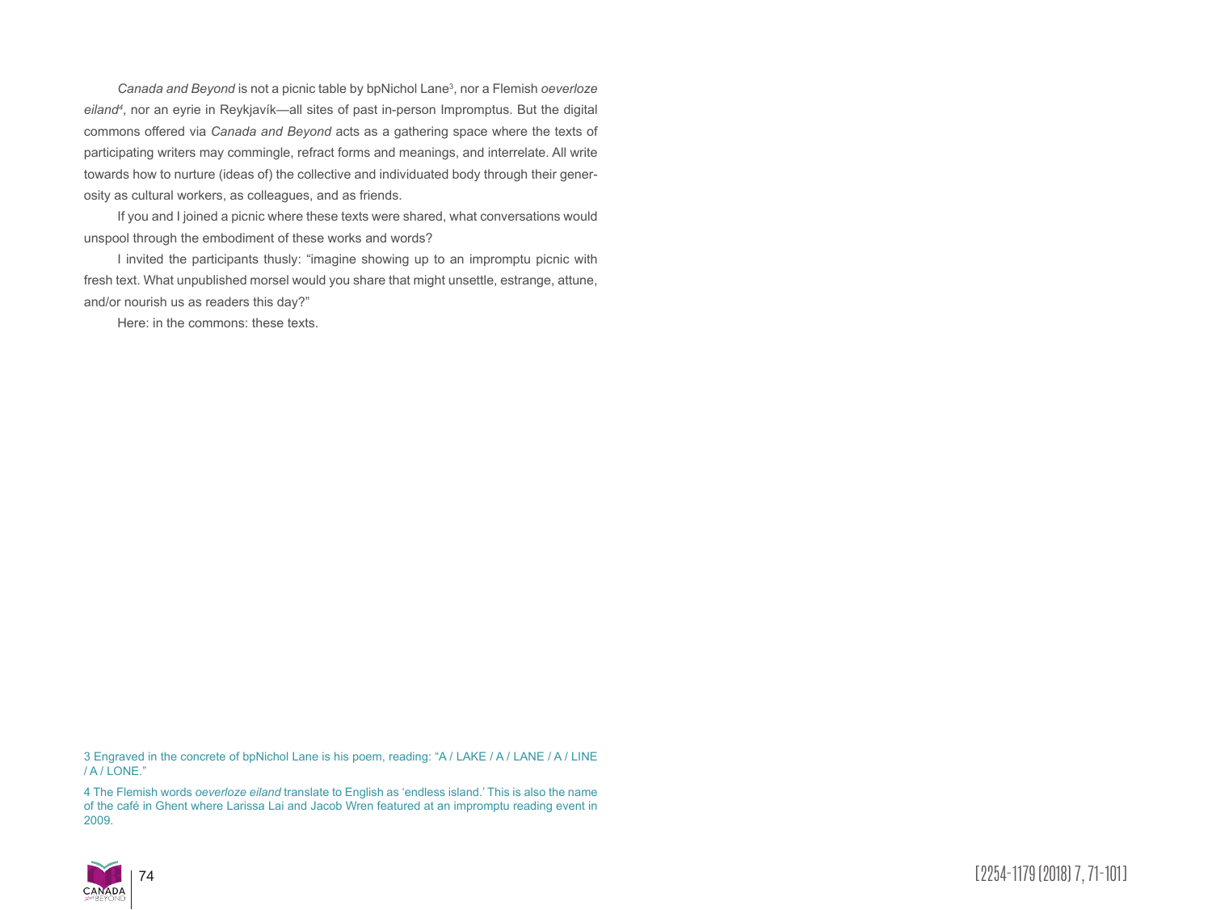*Canada and Beyond* is not a picnic table by bpNichol Lane[3], nor a Flemish *oeverloze eiland*[4], nor an eyrie in Reykjavík—all sites of past in-person Impromptus. But the digital commons offered via *Canada and Beyond* acts as a gathering space where the texts of participating writers may commingle, refract forms and meanings, and interrelate. All write towards how to nurture (ideas of) the collective and individuated body through their generosity as cultural workers, as colleagues, and as friends.

If you and I joined a picnic where these texts were shared, what conversations would unspool through the embodiment of these works and words?

I invited the participants thusly: "imagine showing up to an impromptu picnic with fresh text. What unpublished morsel would you share that might unsettle, estrange, attune, and/or nourish us as readers this day?"

Here: in the commons: these texts.

3 Engraved in the concrete of bpNichol Lane is his poem, reading: "A / LAKE / A / LANE / A / LINE / A / LONE."

4 The Flemish words *oeverloze eiland* translate to English as 'endless island.' This is also the name of the café in Ghent where Larissa Lai and Jacob Wren featured at an impromptu reading event in 2009.